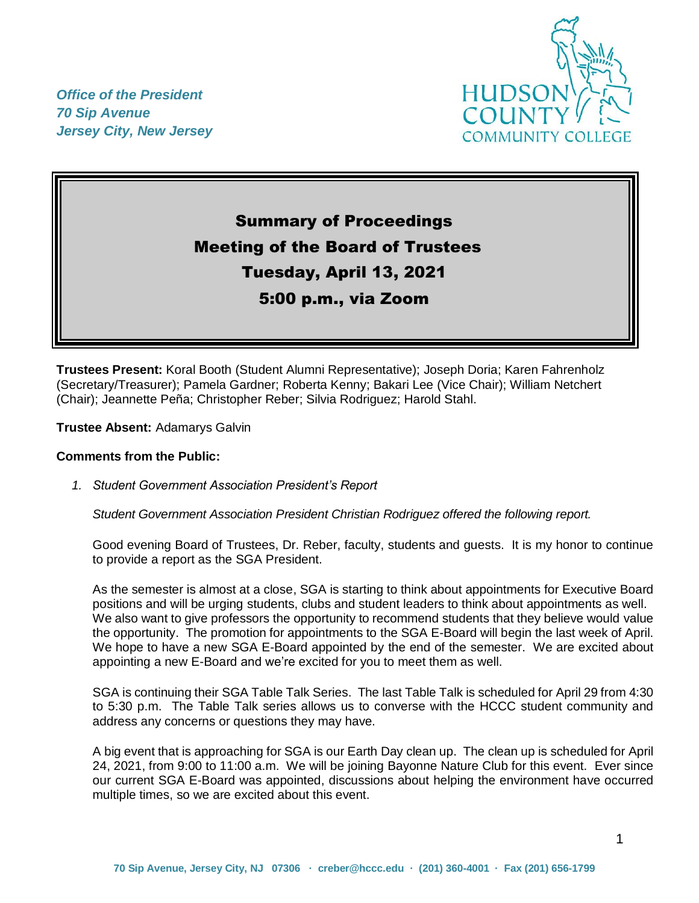*Office of the President*
*70 Sip Avenue*
*Jersey City, New Jersey*

# Summary of Proceedings
# Meeting of the Board of Trustees
# Tuesday, April 13, 2021
# 5:00 p.m., via Zoom

**Trustees Present:** Koral Booth (Student Alumni Representative); Joseph Doria; Karen Fahrenholz (Secretary/Treasurer); Pamela Gardner; Roberta Kenny; Bakari Lee (Vice Chair); William Netchert (Chair); Jeannette Peña; Christopher Reber; Silvia Rodriguez; Harold Stahl.

**Trustee Absent:** Adamarys Galvin

**Comments from the Public:**

1. *Student Government Association President's Report*

   *Student Government Association President Christian Rodriguez offered the following report.*

   Good evening Board of Trustees, Dr. Reber, faculty, students and guests. It is my honor to continue to provide a report as the SGA President.

   As the semester is almost at a close, SGA is starting to think about appointments for Executive Board positions and will be urging students, clubs and student leaders to think about appointments as well. We also want to give professors the opportunity to recommend students that they believe would value the opportunity. The promotion for appointments to the SGA E-Board will begin the last week of April. We hope to have a new SGA E-Board appointed by the end of the semester. We are excited about appointing a new E-Board and we're excited for you to meet them as well.

   SGA is continuing their SGA Table Talk Series. The last Table Talk is scheduled for April 29 from 4:30 to 5:30 p.m. The Table Talk series allows us to converse with the HCCC student community and address any concerns or questions they may have.

   A big event that is approaching for SGA is our Earth Day clean up. The clean up is scheduled for April 24, 2021, from 9:00 to 11:00 a.m. We will be joining Bayonne Nature Club for this event. Ever since our current SGA E-Board was appointed, discussions about helping the environment have occurred multiple times, so we are excited about this event.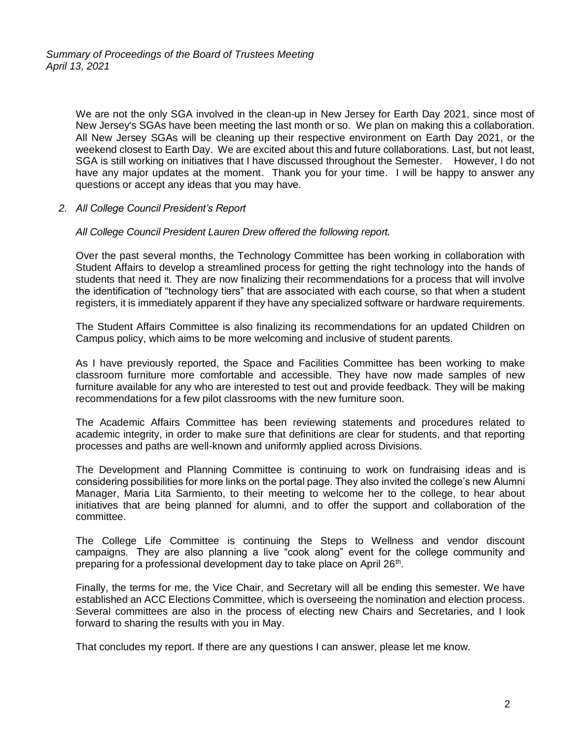We are not the only SGA involved in the clean-up in New Jersey for Earth Day 2021, since most of New Jersey's SGAs have been meeting the last month or so. We plan on making this a collaboration. All New Jersey SGAs will be cleaning up their respective environment on Earth Day 2021, or the weekend closest to Earth Day. We are excited about this and future collaborations. Last, but not least, SGA is still working on initiatives that I have discussed throughout the Semester. However, I do not have any major updates at the moment. Thank you for your time. I will be happy to answer any questions or accept any ideas that you may have.

*2. All College Council President's Report*

*All College Council President Lauren Drew offered the following report.*

Over the past several months, the Technology Committee has been working in collaboration with Student Affairs to develop a streamlined process for getting the right technology into the hands of students that need it. They are now finalizing their recommendations for a process that will involve the identification of "technology tiers" that are associated with each course, so that when a student registers, it is immediately apparent if they have any specialized software or hardware requirements.

The Student Affairs Committee is also finalizing its recommendations for an updated Children on Campus policy, which aims to be more welcoming and inclusive of student parents.

As I have previously reported, the Space and Facilities Committee has been working to make classroom furniture more comfortable and accessible. They have now made samples of new furniture available for any who are interested to test out and provide feedback. They will be making recommendations for a few pilot classrooms with the new furniture soon.

The Academic Affairs Committee has been reviewing statements and procedures related to academic integrity, in order to make sure that definitions are clear for students, and that reporting processes and paths are well-known and uniformly applied across Divisions.

The Development and Planning Committee is continuing to work on fundraising ideas and is considering possibilities for more links on the portal page. They also invited the college's new Alumni Manager, Maria Lita Sarmiento, to their meeting to welcome her to the college, to hear about initiatives that are being planned for alumni, and to offer the support and collaboration of the committee.

The College Life Committee is continuing the Steps to Wellness and vendor discount campaigns. They are also planning a live "cook along" event for the college community and preparing for a professional development day to take place on April 26th.

Finally, the terms for me, the Vice Chair, and Secretary will all be ending this semester. We have established an ACC Elections Committee, which is overseeing the nomination and election process. Several committees are also in the process of electing new Chairs and Secretaries, and I look forward to sharing the results with you in May.

That concludes my report. If there are any questions I can answer, please let me know.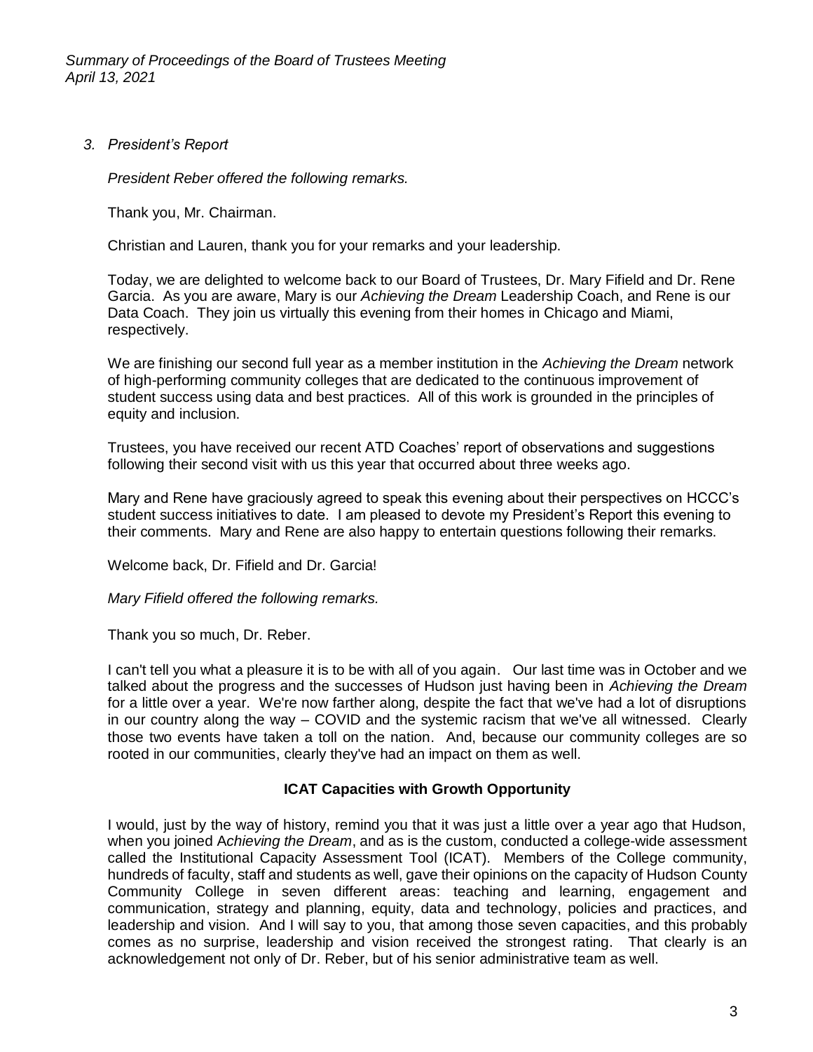*3. President's Report*

*President Reber offered the following remarks.*

Thank you, Mr. Chairman.

Christian and Lauren, thank you for your remarks and your leadership.

Today, we are delighted to welcome back to our Board of Trustees, Dr. Mary Fifield and Dr. Rene Garcia. As you are aware, Mary is our *Achieving the Dream* Leadership Coach, and Rene is our Data Coach. They join us virtually this evening from their homes in Chicago and Miami, respectively.

We are finishing our second full year as a member institution in the *Achieving the Dream* network of high-performing community colleges that are dedicated to the continuous improvement of student success using data and best practices. All of this work is grounded in the principles of equity and inclusion.

Trustees, you have received our recent ATD Coaches' report of observations and suggestions following their second visit with us this year that occurred about three weeks ago.

Mary and Rene have graciously agreed to speak this evening about their perspectives on HCCC's student success initiatives to date. I am pleased to devote my President's Report this evening to their comments. Mary and Rene are also happy to entertain questions following their remarks.

Welcome back, Dr. Fifield and Dr. Garcia!

*Mary Fifield offered the following remarks.*

Thank you so much, Dr. Reber.

I can't tell you what a pleasure it is to be with all of you again. Our last time was in October and we talked about the progress and the successes of Hudson just having been in *Achieving the Dream* for a little over a year. We're now farther along, despite the fact that we've had a lot of disruptions in our country along the way – COVID and the systemic racism that we've all witnessed. Clearly those two events have taken a toll on the nation. And, because our community colleges are so rooted in our communities, clearly they've had an impact on them as well.

**ICAT Capacities with Growth Opportunity**

I would, just by the way of history, remind you that it was just a little over a year ago that Hudson, when you joined A*chieving the Dream*, and as is the custom, conducted a college-wide assessment called the Institutional Capacity Assessment Tool (ICAT). Members of the College community, hundreds of faculty, staff and students as well, gave their opinions on the capacity of Hudson County Community College in seven different areas: teaching and learning, engagement and communication, strategy and planning, equity, data and technology, policies and practices, and leadership and vision. And I will say to you, that among those seven capacities, and this probably comes as no surprise, leadership and vision received the strongest rating. That clearly is an acknowledgement not only of Dr. Reber, but of his senior administrative team as well.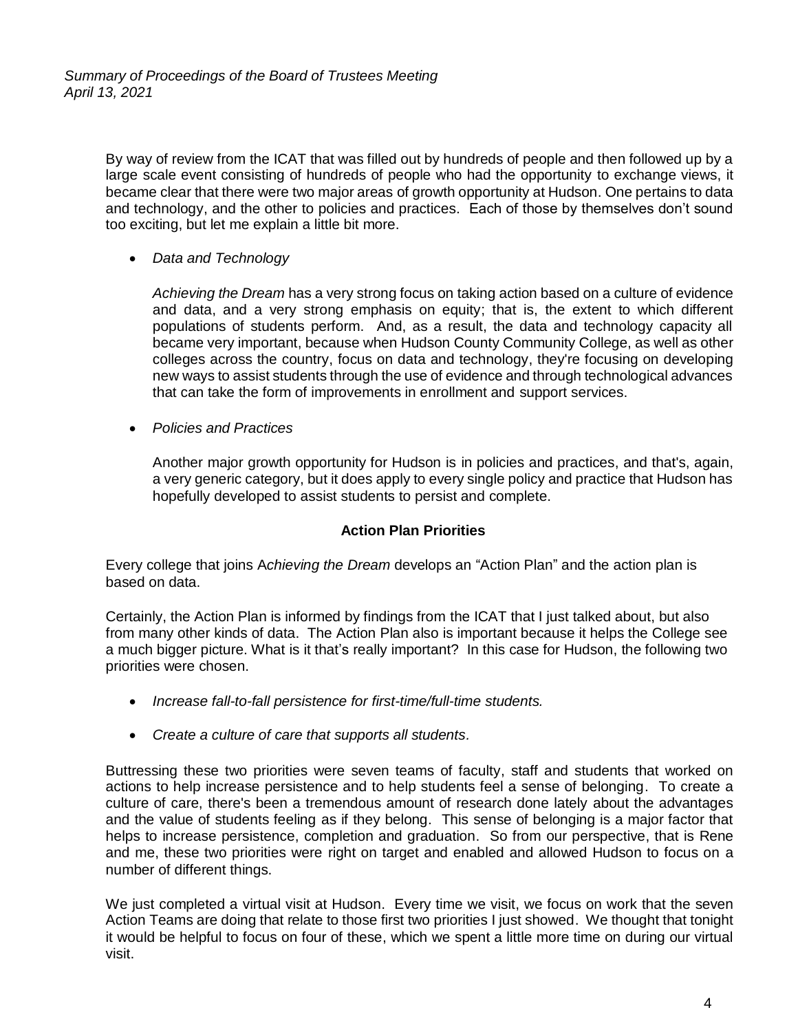By way of review from the ICAT that was filled out by hundreds of people and then followed up by a large scale event consisting of hundreds of people who had the opportunity to exchange views, it became clear that there were two major areas of growth opportunity at Hudson. One pertains to data and technology, and the other to policies and practices. Each of those by themselves don't sound too exciting, but let me explain a little bit more.

- *Data and Technology*

  *Achieving the Dream* has a very strong focus on taking action based on a culture of evidence and data, and a very strong emphasis on equity; that is, the extent to which different populations of students perform. And, as a result, the data and technology capacity all became very important, because when Hudson County Community College, as well as other colleges across the country, focus on data and technology, they're focusing on developing new ways to assist students through the use of evidence and through technological advances that can take the form of improvements in enrollment and support services.

- *Policies and Practices*

  Another major growth opportunity for Hudson is in policies and practices, and that's, again, a very generic category, but it does apply to every single policy and practice that Hudson has hopefully developed to assist students to persist and complete.

**Action Plan Priorities**

Every college that joins A*chieving the Dream* develops an "Action Plan" and the action plan is based on data.

Certainly, the Action Plan is informed by findings from the ICAT that I just talked about, but also from many other kinds of data. The Action Plan also is important because it helps the College see a much bigger picture. What is it that's really important? In this case for Hudson, the following two priorities were chosen.

- *Increase fall-to-fall persistence for first-time/full-time students.*
- *Create a culture of care that supports all students.*

Buttressing these two priorities were seven teams of faculty, staff and students that worked on actions to help increase persistence and to help students feel a sense of belonging. To create a culture of care, there's been a tremendous amount of research done lately about the advantages and the value of students feeling as if they belong. This sense of belonging is a major factor that helps to increase persistence, completion and graduation. So from our perspective, that is Rene and me, these two priorities were right on target and enabled and allowed Hudson to focus on a number of different things.

We just completed a virtual visit at Hudson. Every time we visit, we focus on work that the seven Action Teams are doing that relate to those first two priorities I just showed. We thought that tonight it would be helpful to focus on four of these, which we spent a little more time on during our virtual visit.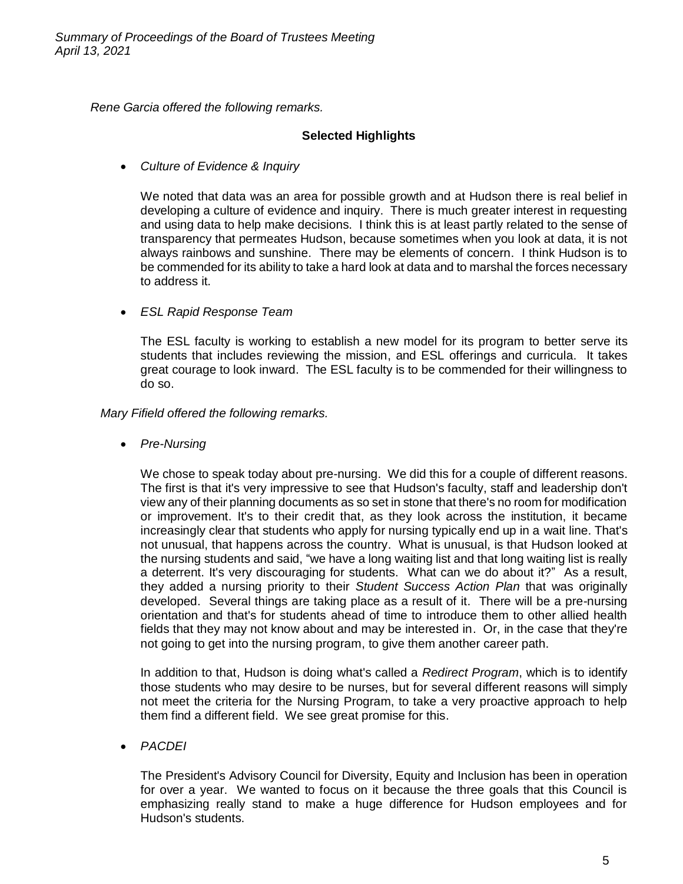*Rene Garcia offered the following remarks.*

**Selected Highlights**

- *Culture of Evidence & Inquiry*

  We noted that data was an area for possible growth and at Hudson there is real belief in developing a culture of evidence and inquiry. There is much greater interest in requesting and using data to help make decisions. I think this is at least partly related to the sense of transparency that permeates Hudson, because sometimes when you look at data, it is not always rainbows and sunshine. There may be elements of concern. I think Hudson is to be commended for its ability to take a hard look at data and to marshal the forces necessary to address it.

- *ESL Rapid Response Team*

  The ESL faculty is working to establish a new model for its program to better serve its students that includes reviewing the mission, and ESL offerings and curricula. It takes great courage to look inward. The ESL faculty is to be commended for their willingness to do so.

*Mary Fifield offered the following remarks.*

- *Pre-Nursing*

  We chose to speak today about pre-nursing. We did this for a couple of different reasons. The first is that it's very impressive to see that Hudson's faculty, staff and leadership don't view any of their planning documents as so set in stone that there's no room for modification or improvement. It's to their credit that, as they look across the institution, it became increasingly clear that students who apply for nursing typically end up in a wait line. That's not unusual, that happens across the country. What is unusual, is that Hudson looked at the nursing students and said, "we have a long waiting list and that long waiting list is really a deterrent. It's very discouraging for students. What can we do about it?" As a result, they added a nursing priority to their *Student Success Action Plan* that was originally developed. Several things are taking place as a result of it. There will be a pre-nursing orientation and that's for students ahead of time to introduce them to other allied health fields that they may not know about and may be interested in. Or, in the case that they're not going to get into the nursing program, to give them another career path.

  In addition to that, Hudson is doing what's called a *Redirect Program*, which is to identify those students who may desire to be nurses, but for several different reasons will simply not meet the criteria for the Nursing Program, to take a very proactive approach to help them find a different field. We see great promise for this.

- *PACDEI*

  The President's Advisory Council for Diversity, Equity and Inclusion has been in operation for over a year. We wanted to focus on it because the three goals that this Council is emphasizing really stand to make a huge difference for Hudson employees and for Hudson's students.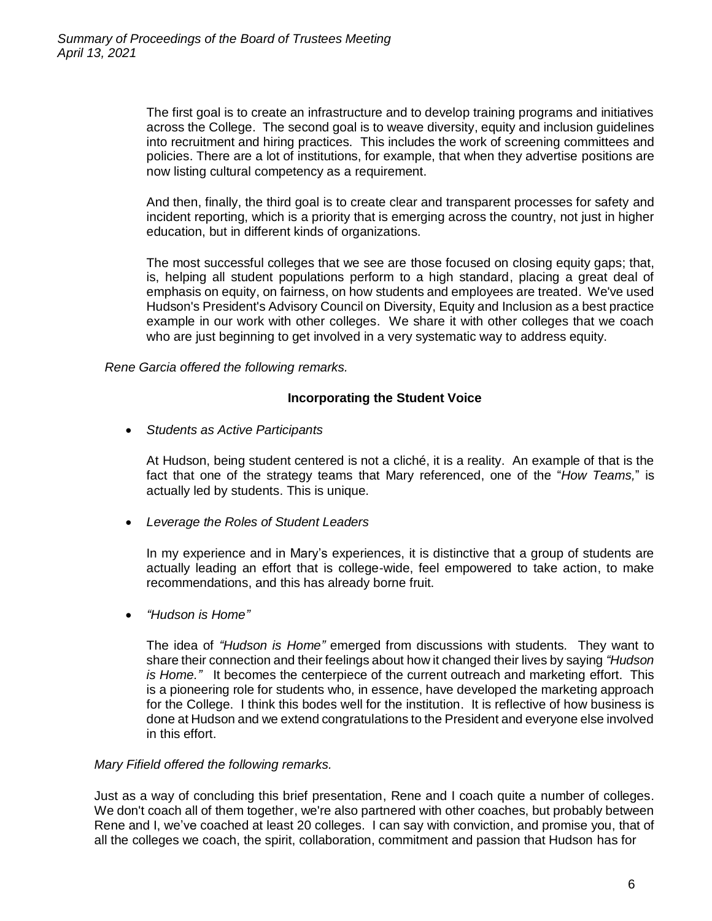The first goal is to create an infrastructure and to develop training programs and initiatives across the College. The second goal is to weave diversity, equity and inclusion guidelines into recruitment and hiring practices. This includes the work of screening committees and policies. There are a lot of institutions, for example, that when they advertise positions are now listing cultural competency as a requirement.

And then, finally, the third goal is to create clear and transparent processes for safety and incident reporting, which is a priority that is emerging across the country, not just in higher education, but in different kinds of organizations.

The most successful colleges that we see are those focused on closing equity gaps; that, is, helping all student populations perform to a high standard, placing a great deal of emphasis on equity, on fairness, on how students and employees are treated. We've used Hudson's President's Advisory Council on Diversity, Equity and Inclusion as a best practice example in our work with other colleges. We share it with other colleges that we coach who are just beginning to get involved in a very systematic way to address equity.

*Rene Garcia offered the following remarks.*

**Incorporating the Student Voice**

- *Students as Active Participants*

  At Hudson, being student centered is not a cliché, it is a reality. An example of that is the fact that one of the strategy teams that Mary referenced, one of the "*How Teams,*" is actually led by students. This is unique.

- *Leverage the Roles of Student Leaders*

  In my experience and in Mary's experiences, it is distinctive that a group of students are actually leading an effort that is college-wide, feel empowered to take action, to make recommendations, and this has already borne fruit.

- *"Hudson is Home"*

  The idea of *"Hudson is Home"* emerged from discussions with students. They want to share their connection and their feelings about how it changed their lives by saying *"Hudson is Home."* It becomes the centerpiece of the current outreach and marketing effort. This is a pioneering role for students who, in essence, have developed the marketing approach for the College. I think this bodes well for the institution. It is reflective of how business is done at Hudson and we extend congratulations to the President and everyone else involved in this effort.

*Mary Fifield offered the following remarks.*

Just as a way of concluding this brief presentation, Rene and I coach quite a number of colleges. We don't coach all of them together, we're also partnered with other coaches, but probably between Rene and I, we've coached at least 20 colleges. I can say with conviction, and promise you, that of all the colleges we coach, the spirit, collaboration, commitment and passion that Hudson has for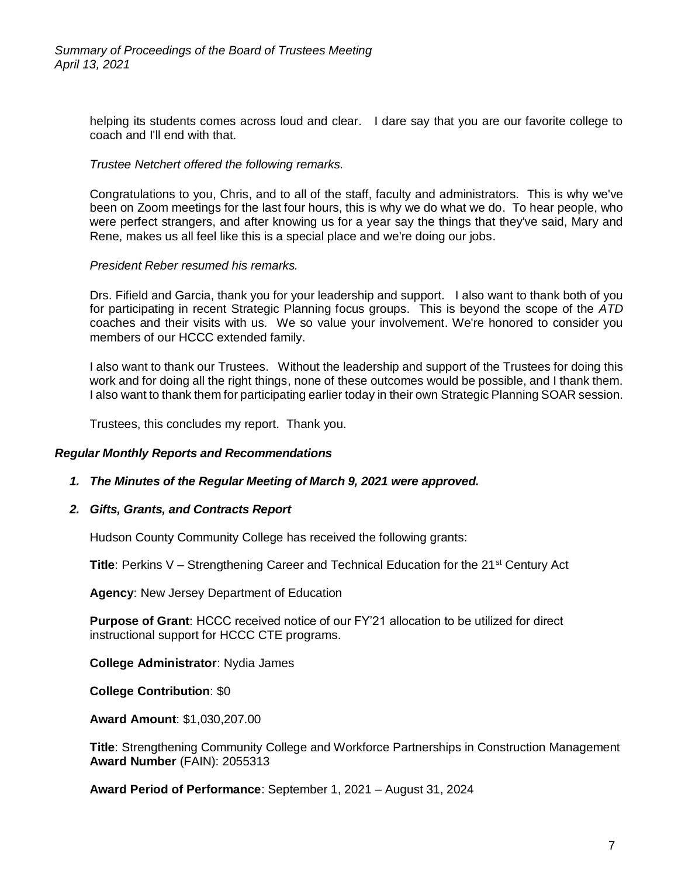helping its students comes across loud and clear. I dare say that you are our favorite college to coach and I'll end with that.

*Trustee Netchert offered the following remarks.*

Congratulations to you, Chris, and to all of the staff, faculty and administrators. This is why we've been on Zoom meetings for the last four hours, this is why we do what we do. To hear people, who were perfect strangers, and after knowing us for a year say the things that they've said, Mary and Rene, makes us all feel like this is a special place and we're doing our jobs.

*President Reber resumed his remarks.*

Drs. Fifield and Garcia, thank you for your leadership and support. I also want to thank both of you for participating in recent Strategic Planning focus groups. This is beyond the scope of the *ATD* coaches and their visits with us. We so value your involvement. We're honored to consider you members of our HCCC extended family.

I also want to thank our Trustees. Without the leadership and support of the Trustees for doing this work and for doing all the right things, none of these outcomes would be possible, and I thank them. I also want to thank them for participating earlier today in their own Strategic Planning SOAR session.

Trustees, this concludes my report. Thank you.

### *Regular Monthly Reports and Recommendations*

1. ***The Minutes of the Regular Meeting of March 9, 2021 were approved.***

2. ***Gifts, Grants, and Contracts Report***

Hudson County Community College has received the following grants:

**Title**: Perkins V – Strengthening Career and Technical Education for the 21st Century Act

**Agency**: New Jersey Department of Education

**Purpose of Grant**: HCCC received notice of our FY'21 allocation to be utilized for direct instructional support for HCCC CTE programs.

**College Administrator**: Nydia James

**College Contribution**: $0

**Award Amount**: $1,030,207.00

**Title**: Strengthening Community College and Workforce Partnerships in Construction Management
**Award Number** (FAIN): 2055313

**Award Period of Performance**: September 1, 2021 – August 31, 2024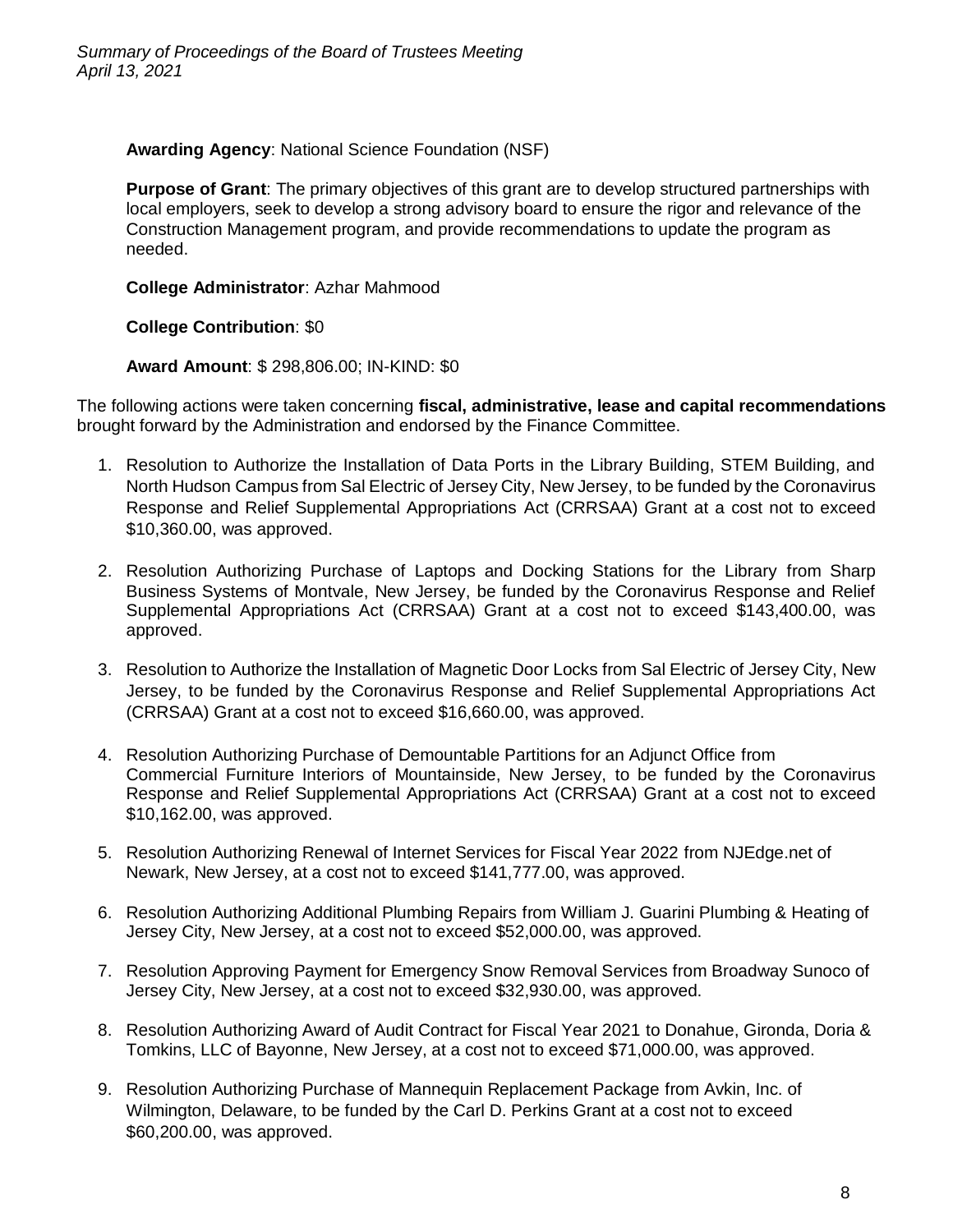**Awarding Agency**: National Science Foundation (NSF)

**Purpose of Grant**: The primary objectives of this grant are to develop structured partnerships with local employers, seek to develop a strong advisory board to ensure the rigor and relevance of the Construction Management program, and provide recommendations to update the program as needed.

**College Administrator**: Azhar Mahmood

**College Contribution**: $0

**Award Amount**: $ 298,806.00; IN-KIND: $0

The following actions were taken concerning **fiscal, administrative, lease and capital recommendations** brought forward by the Administration and endorsed by the Finance Committee.

1. Resolution to Authorize the Installation of Data Ports in the Library Building, STEM Building, and North Hudson Campus from Sal Electric of Jersey City, New Jersey, to be funded by the Coronavirus Response and Relief Supplemental Appropriations Act (CRRSAA) Grant at a cost not to exceed $10,360.00, was approved.

2. Resolution Authorizing Purchase of Laptops and Docking Stations for the Library from Sharp Business Systems of Montvale, New Jersey, be funded by the Coronavirus Response and Relief Supplemental Appropriations Act (CRRSAA) Grant at a cost not to exceed $143,400.00, was approved.

3. Resolution to Authorize the Installation of Magnetic Door Locks from Sal Electric of Jersey City, New Jersey, to be funded by the Coronavirus Response and Relief Supplemental Appropriations Act (CRRSAA) Grant at a cost not to exceed $16,660.00, was approved.

4. Resolution Authorizing Purchase of Demountable Partitions for an Adjunct Office from Commercial Furniture Interiors of Mountainside, New Jersey, to be funded by the Coronavirus Response and Relief Supplemental Appropriations Act (CRRSAA) Grant at a cost not to exceed $10,162.00, was approved.

5. Resolution Authorizing Renewal of Internet Services for Fiscal Year 2022 from NJEdge.net of Newark, New Jersey, at a cost not to exceed $141,777.00, was approved.

6. Resolution Authorizing Additional Plumbing Repairs from William J. Guarini Plumbing & Heating of Jersey City, New Jersey, at a cost not to exceed $52,000.00, was approved.

7. Resolution Approving Payment for Emergency Snow Removal Services from Broadway Sunoco of Jersey City, New Jersey, at a cost not to exceed $32,930.00, was approved.

8. Resolution Authorizing Award of Audit Contract for Fiscal Year 2021 to Donahue, Gironda, Doria & Tomkins, LLC of Bayonne, New Jersey, at a cost not to exceed $71,000.00, was approved.

9. Resolution Authorizing Purchase of Mannequin Replacement Package from Avkin, Inc. of Wilmington, Delaware, to be funded by the Carl D. Perkins Grant at a cost not to exceed $60,200.00, was approved.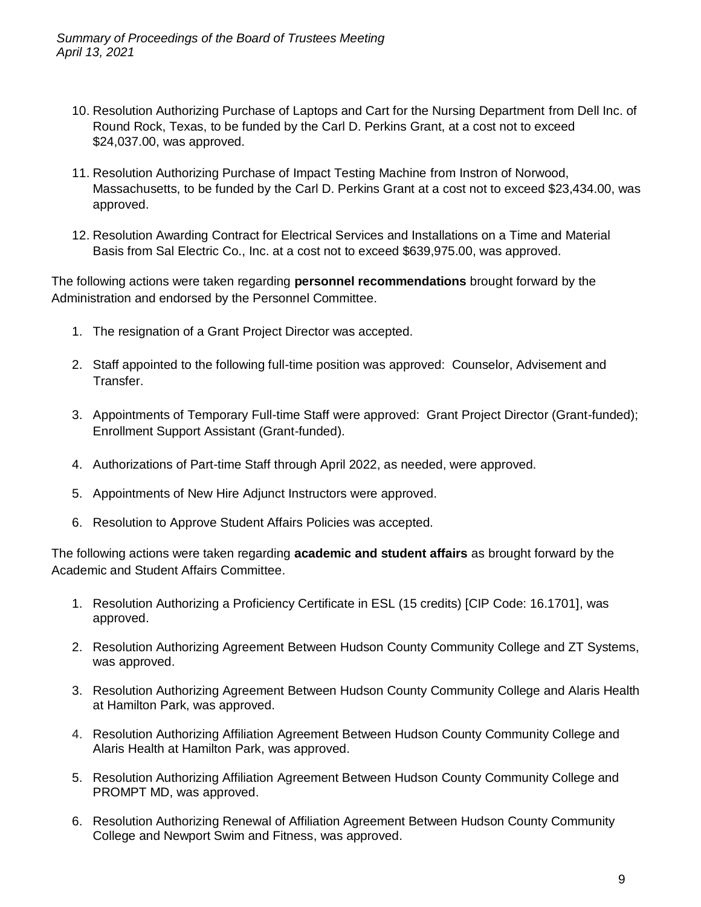10. Resolution Authorizing Purchase of Laptops and Cart for the Nursing Department from Dell Inc. of Round Rock, Texas, to be funded by the Carl D. Perkins Grant, at a cost not to exceed $24,037.00, was approved.

11. Resolution Authorizing Purchase of Impact Testing Machine from Instron of Norwood, Massachusetts, to be funded by the Carl D. Perkins Grant at a cost not to exceed $23,434.00, was approved.

12. Resolution Awarding Contract for Electrical Services and Installations on a Time and Material Basis from Sal Electric Co., Inc. at a cost not to exceed $639,975.00, was approved.

The following actions were taken regarding **personnel recommendations** brought forward by the Administration and endorsed by the Personnel Committee.

1. The resignation of a Grant Project Director was accepted.

2. Staff appointed to the following full-time position was approved: Counselor, Advisement and Transfer.

3. Appointments of Temporary Full-time Staff were approved: Grant Project Director (Grant-funded); Enrollment Support Assistant (Grant-funded).

4. Authorizations of Part-time Staff through April 2022, as needed, were approved.

5. Appointments of New Hire Adjunct Instructors were approved.

6. Resolution to Approve Student Affairs Policies was accepted.

The following actions were taken regarding **academic and student affairs** as brought forward by the Academic and Student Affairs Committee.

1. Resolution Authorizing a Proficiency Certificate in ESL (15 credits) [CIP Code: 16.1701], was approved.

2. Resolution Authorizing Agreement Between Hudson County Community College and ZT Systems, was approved.

3. Resolution Authorizing Agreement Between Hudson County Community College and Alaris Health at Hamilton Park, was approved.

4. Resolution Authorizing Affiliation Agreement Between Hudson County Community College and Alaris Health at Hamilton Park, was approved.

5. Resolution Authorizing Affiliation Agreement Between Hudson County Community College and PROMPT MD, was approved.

6. Resolution Authorizing Renewal of Affiliation Agreement Between Hudson County Community College and Newport Swim and Fitness, was approved.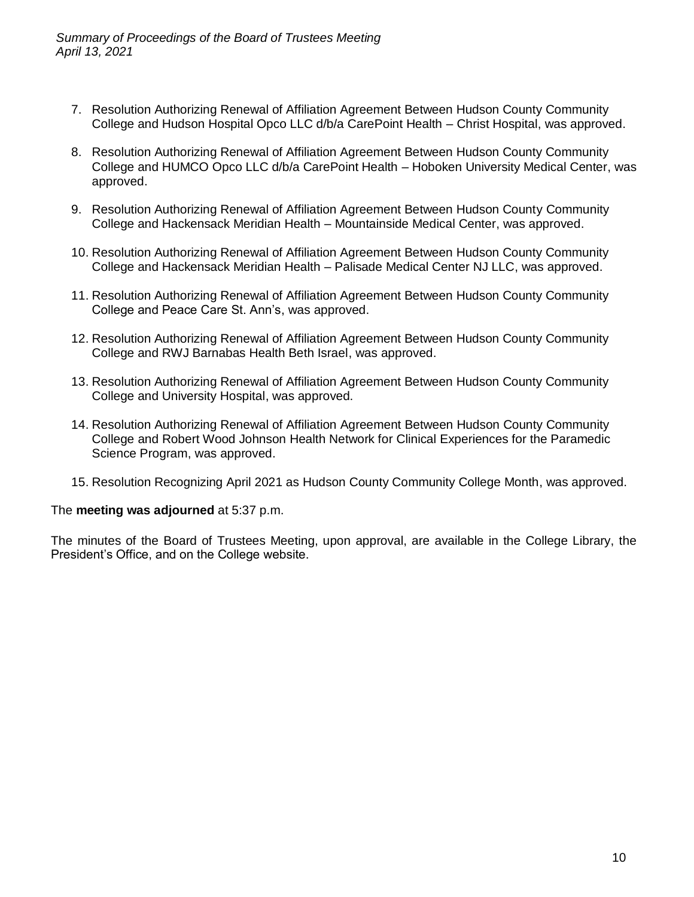7. Resolution Authorizing Renewal of Affiliation Agreement Between Hudson County Community College and Hudson Hospital Opco LLC d/b/a CarePoint Health – Christ Hospital, was approved.

8. Resolution Authorizing Renewal of Affiliation Agreement Between Hudson County Community College and HUMCO Opco LLC d/b/a CarePoint Health – Hoboken University Medical Center, was approved.

9. Resolution Authorizing Renewal of Affiliation Agreement Between Hudson County Community College and Hackensack Meridian Health – Mountainside Medical Center, was approved.

10. Resolution Authorizing Renewal of Affiliation Agreement Between Hudson County Community College and Hackensack Meridian Health – Palisade Medical Center NJ LLC, was approved.

11. Resolution Authorizing Renewal of Affiliation Agreement Between Hudson County Community College and Peace Care St. Ann's, was approved.

12. Resolution Authorizing Renewal of Affiliation Agreement Between Hudson County Community College and RWJ Barnabas Health Beth Israel, was approved.

13. Resolution Authorizing Renewal of Affiliation Agreement Between Hudson County Community College and University Hospital, was approved.

14. Resolution Authorizing Renewal of Affiliation Agreement Between Hudson County Community College and Robert Wood Johnson Health Network for Clinical Experiences for the Paramedic Science Program, was approved.

15. Resolution Recognizing April 2021 as Hudson County Community College Month, was approved.

The **meeting was adjourned** at 5:37 p.m.

The minutes of the Board of Trustees Meeting, upon approval, are available in the College Library, the President's Office, and on the College website.